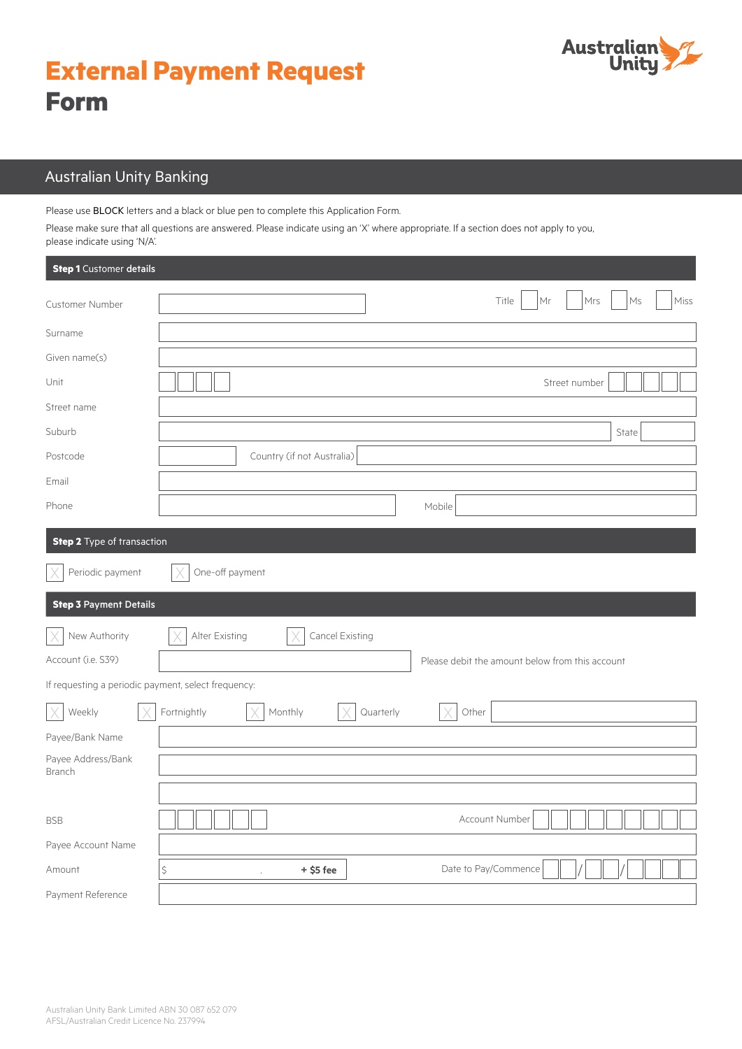# External Payment Request Form

Australian Unity

## Australian Unity Banking

Please use BLOCK letters and a black or blue pen to complete this Application Form.

Please make sure that all questions are answered. Please indicate using an 'X' where appropriate. If a section does not apply to you, please indicate using 'N/A'.

### Step 1 Customer details

Customer Number

Title ☐ Mr ☐ Mrs ☐ Ms ☐ Miss

Surname

Given name(s)

Unit

Street number

Street name

Suburb

State

Postcode

Country (if not Australia)

Email

Phone

Mobile

### Step 2 Type of transaction

☐ Periodic payment ☐ One-off payment

### Step 3 Payment Details

☐ New Authority ☐ Alter Existing ☐ Cancel Existing

Account (i.e. S39)

Please debit the amount below from this account

If requesting a periodic payment, select frequency:

☐ Weekly ☐ Fortnightly ☐ Monthly ☐ Quarterly ☐ Other

Payee/Bank Name

Payee Address/Bank Branch

BSB

Account Number

Payee Account Name

Amount $ . **+ $5 fee**

Date to Pay/Commence / /

Payment Reference

Australian Unity Bank Limited ABN 30 087 652 079
AFSL/Australian Credit Licence No. 237994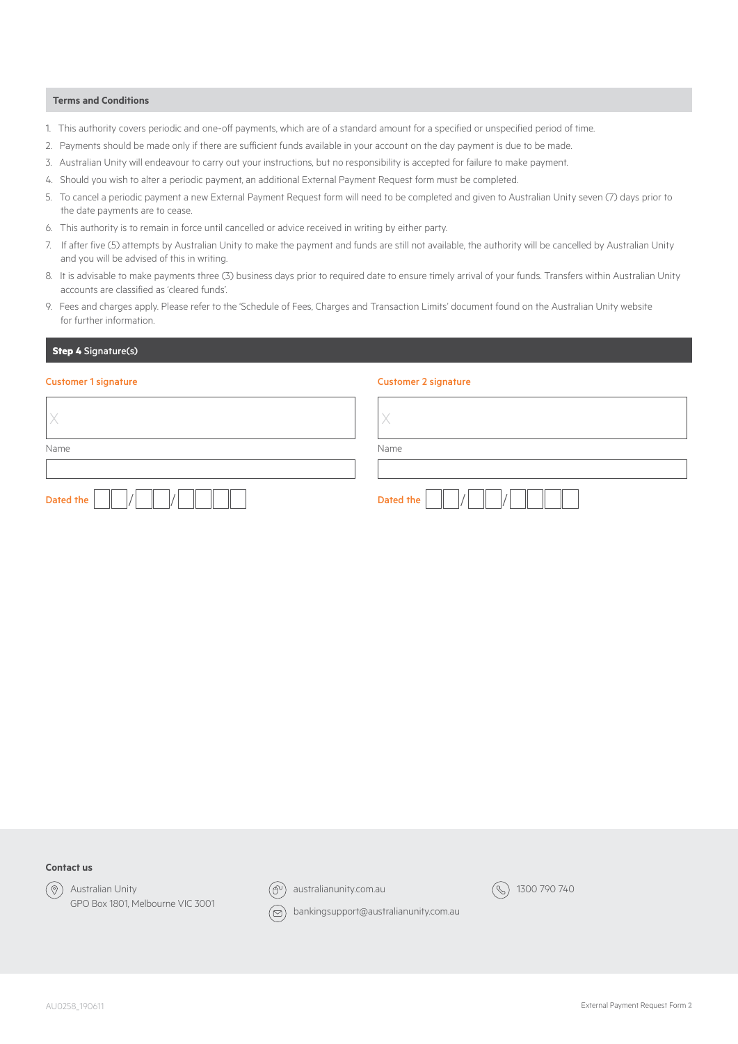## Terms and Conditions

1. This authority covers periodic and one-off payments, which are of a standard amount for a specified or unspecified period of time.
2. Payments should be made only if there are sufficient funds available in your account on the day payment is due to be made.
3. Australian Unity will endeavour to carry out your instructions, but no responsibility is accepted for failure to make payment.
4. Should you wish to alter a periodic payment, an additional External Payment Request form must be completed.
5. To cancel a periodic payment a new External Payment Request form will need to be completed and given to Australian Unity seven (7) days prior to the date payments are to cease.
6. This authority is to remain in force until cancelled or advice received in writing by either party.
7. If after five (5) attempts by Australian Unity to make the payment and funds are still not available, the authority will be cancelled by Australian Unity and you will be advised of this in writing.
8. It is advisable to make payments three (3) business days prior to required date to ensure timely arrival of your funds. Transfers within Australian Unity accounts are classified as 'cleared funds'.
9. Fees and charges apply. Please refer to the 'Schedule of Fees, Charges and Transaction Limits' document found on the Australian Unity website for further information.

## Step 4 Signature(s)

**Customer 1 signature**

X

Name

Dated the ☐☐ / ☐☐ / ☐☐☐☐

**Customer 2 signature**

X

Name

Dated the ☐☐ / ☐☐ / ☐☐☐☐

**Contact us**

Australian Unity
GPO Box 1801, Melbourne VIC 3001

australianunity.com.au

bankingsupport@australianunity.com.au

1300 790 740

AU0258_190611